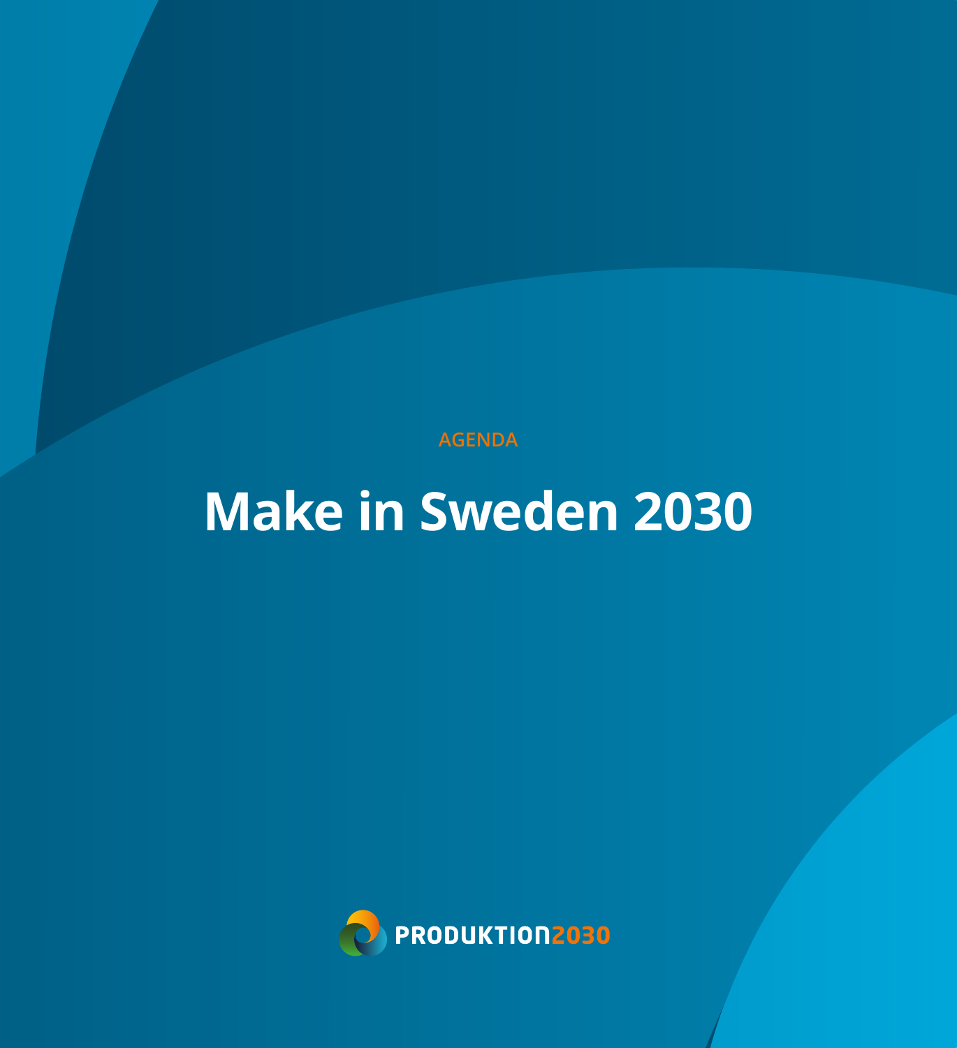AGENDA

# Make in Sweden 2030

PRODUKTION2030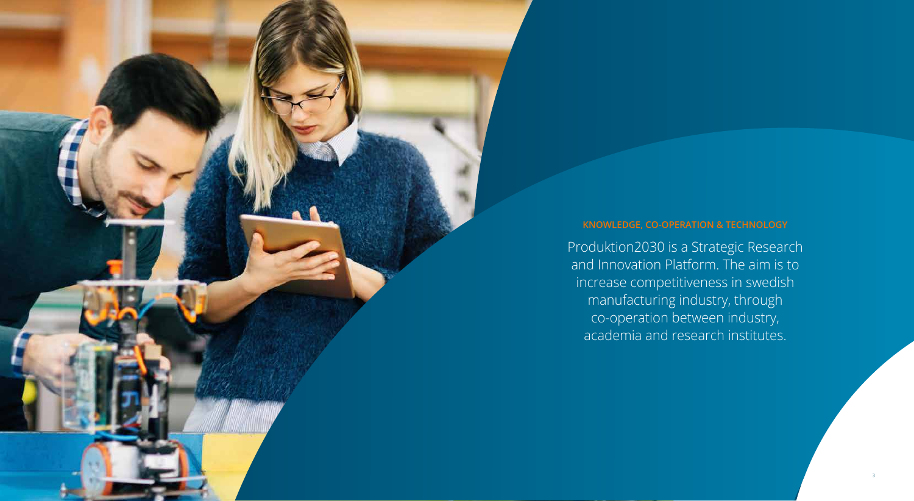**KNOWLEDGE, CO-OPERATION & TECHNOLOGY**

Produktion2030 is a Strategic Research and Innovation Platform. The aim is to increase competitiveness in swedish manufacturing industry, through co-operation between industry, academia and research institutes.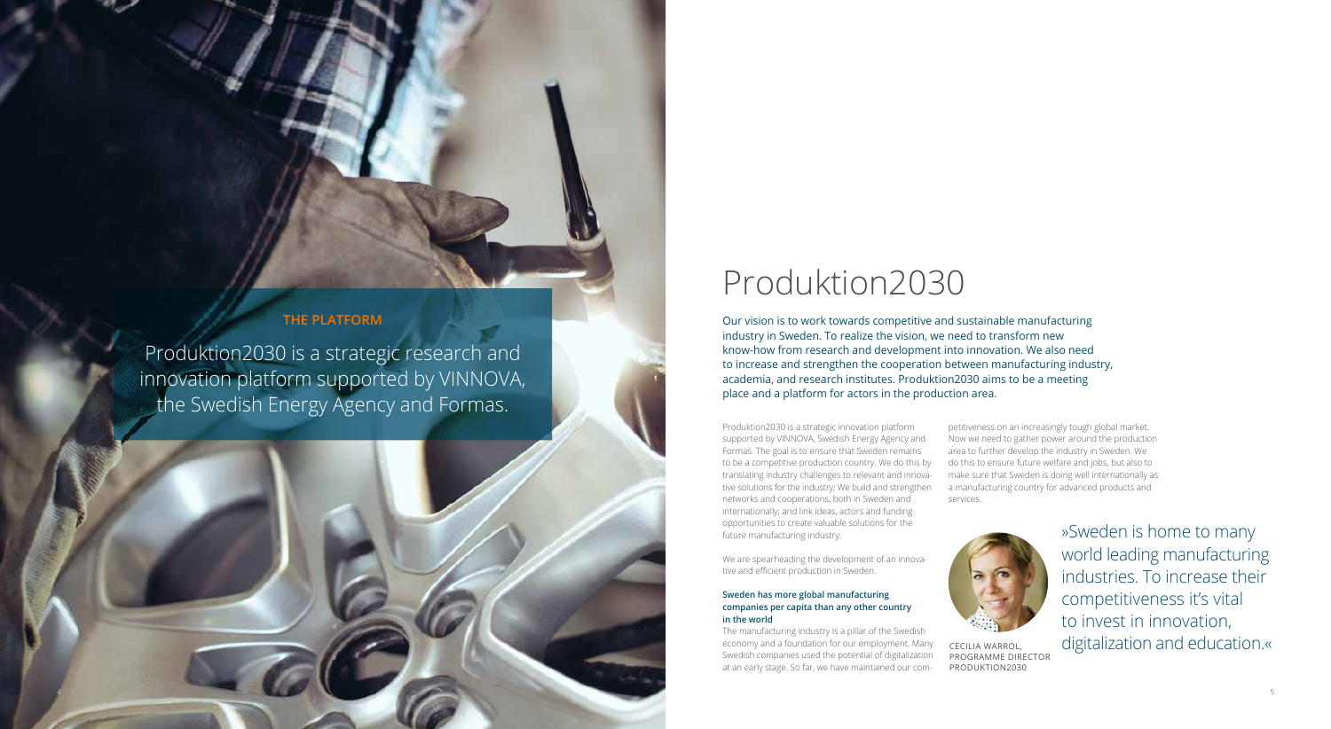**THE PLATFORM**

Produktion2030 is a strategic research and innovation platform supported by VINNOVA, the Swedish Energy Agency and Formas.

# Produktion2030

Our vision is to work towards competitive and sustainable manufacturing industry in Sweden. To realize the vision, we need to transform new know-how from research and development into innovation. We also need to increase and strengthen the cooperation between manufacturing industry, academia, and research institutes. Produktion2030 aims to be a meeting place and a platform for actors in the production area.

Produktion2030 is a strategic innovation platform supported by VINNOVA, Swedish Energy Agency and Formas. The goal is to ensure that Sweden remains to be a competitive production country. We do this by translating industry challenges to relevant and innovative solutions for the industry; We build and strengthen networks and cooperations, both in Sweden and internationally; and link ideas, actors and funding opportunities to create valuable solutions for the future manufacturing industry.

We are spearheading the development of an innovative and efficient production in Sweden.

**Sweden has more global manufacturing companies per capita than any other country in the world**

The manufacturing industry is a pillar of the Swedish economy and a foundation for our employment. Many Swedish companies used the potential of digitalization at an early stage. So far, we have maintained our competitiveness on an increasingly tough global market. Now we need to gather power around the production area to further develop the industry in Sweden. We do this to ensure future welfare and jobs, but also to make sure that Sweden is doing well internationally as a manufacturing country for advanced products and services.

»Sweden is home to many world leading manufacturing industries. To increase their competitiveness it's vital to invest in innovation, digitalization and education.«

CECILIA WARROL,
PROGRAMME DIRECTOR
PRODUKTION2030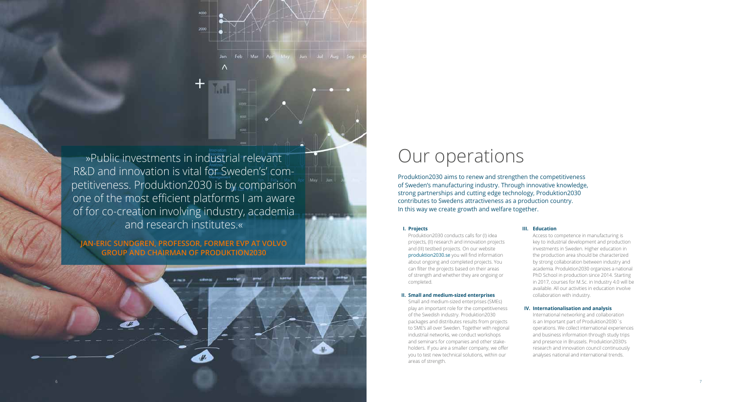»Public investments in industrial relevant R&D and innovation is vital for Sweden's' competitiveness. Produktion2030 is by comparison one of the most efficient platforms I am aware of for co-creation involving industry, academia and research institutes.«

**JAN-ERIC SUNDGREN, PROFESSOR, FORMER EVP AT VOLVO GROUP AND CHAIRMAN OF PRODUKTION2030**

# Our operations

Produktion2030 aims to renew and strengthen the competitiveness of Sweden's manufacturing industry. Through innovative knowledge, strong partnerships and cutting edge technology, Produktion2030 contributes to Swedens attractiveness as a production country. In this way we create growth and welfare together.

### I. Projects

Produktion2030 conducts calls for (I) idea projects, (II) research and innovation projects and (III) testbed projects. On our website produktion2030.se you will find information about ongoing and completed projects. You can filter the projects based on their areas of strength and whether they are ongoing or completed.

### II. Small and medium-sized enterprises

Small and medium-sized enterprises (SMEs) play an important role for the competitiveness of the Swedish industry. Produktion2030 packages and distributes results from projects to SME's all over Sweden. Together with regional industrial networks, we conduct workshops and seminars for companies and other stakeholders. If you are a smaller company, we offer you to test new technical solutions, within our areas of strength.

### III. Education

Access to competence in manufacturing is key to industrial development and production investments in Sweden. Higher education in the production area should be characterized by strong collaboration between industry and academia. Produktion2030 organizes a national PhD School in production since 2014. Starting in 2017, courses for M.Sc. in Industry 4.0 will be available. All our activities in education involve collaboration with industry.

### IV. Internationalisation and analysis

International networking and collaboration is an Important part of Produktion2030´s operations. We collect international experiences and business information through study trips and presence in Brussels. Produktion2030's research and innovation council continuously analyses national and international trends.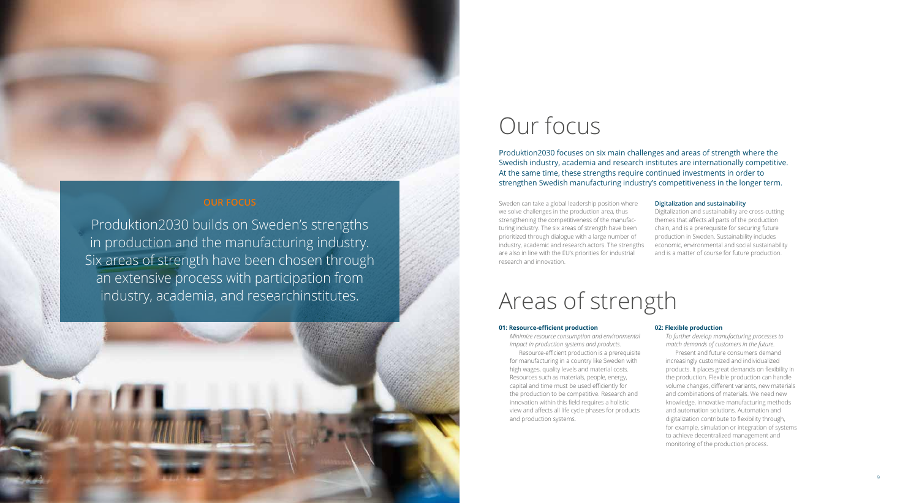**OUR FOCUS**

Produktion2030 builds on Sweden's strengths in production and the manufacturing industry. Six areas of strength have been chosen through an extensive process with participation from industry, academia, and researchinstitutes.

# Our focus

Produktion2030 focuses on six main challenges and areas of strength where the Swedish industry, academia and research institutes are internationally competitive. At the same time, these strengths require continued investments in order to strengthen Swedish manufacturing industry's competitiveness in the longer term.

Sweden can take a global leadership position where we solve challenges in the production area, thus strengthening the competitiveness of the manufacturing industry. The six areas of strength have been prioritized through dialogue with a large number of industry, academic and research actors. The strengths are also in line with the EU's priorities for industrial research and innovation.

**Digitalization and sustainability**
Digitalization and sustainability are cross-cutting themes that affects all parts of the production chain, and is a prerequisite for securing future production in Sweden. Sustainability includes economic, environmental and social sustainability and is a matter of course for future production.

# Areas of strength

**01: Resource-efficient production**

*Minimize resource consumption and environmental impact in production systems and products.*

Resource-efficient production is a prerequisite for manufacturing in a country like Sweden with high wages, quality levels and material costs. Resources such as materials, people, energy, capital and time must be used efficiently for the production to be competitive. Research and innovation within this field requires a holistic view and affects all life cycle phases for products and production systems.

**02: Flexible production**

*To further develop manufacturing processes to match demands of customers in the future.*

Present and future consumers demand increasingly customized and individualized products. It places great demands on flexibility in the production. Flexible production can handle volume changes, different variants, new materials and combinations of materials. We need new knowledge, innovative manufacturing methods and automation solutions. Automation and digitalization contribute to flexibility through, for example, simulation or integration of systems to achieve decentralized management and monitoring of the production process.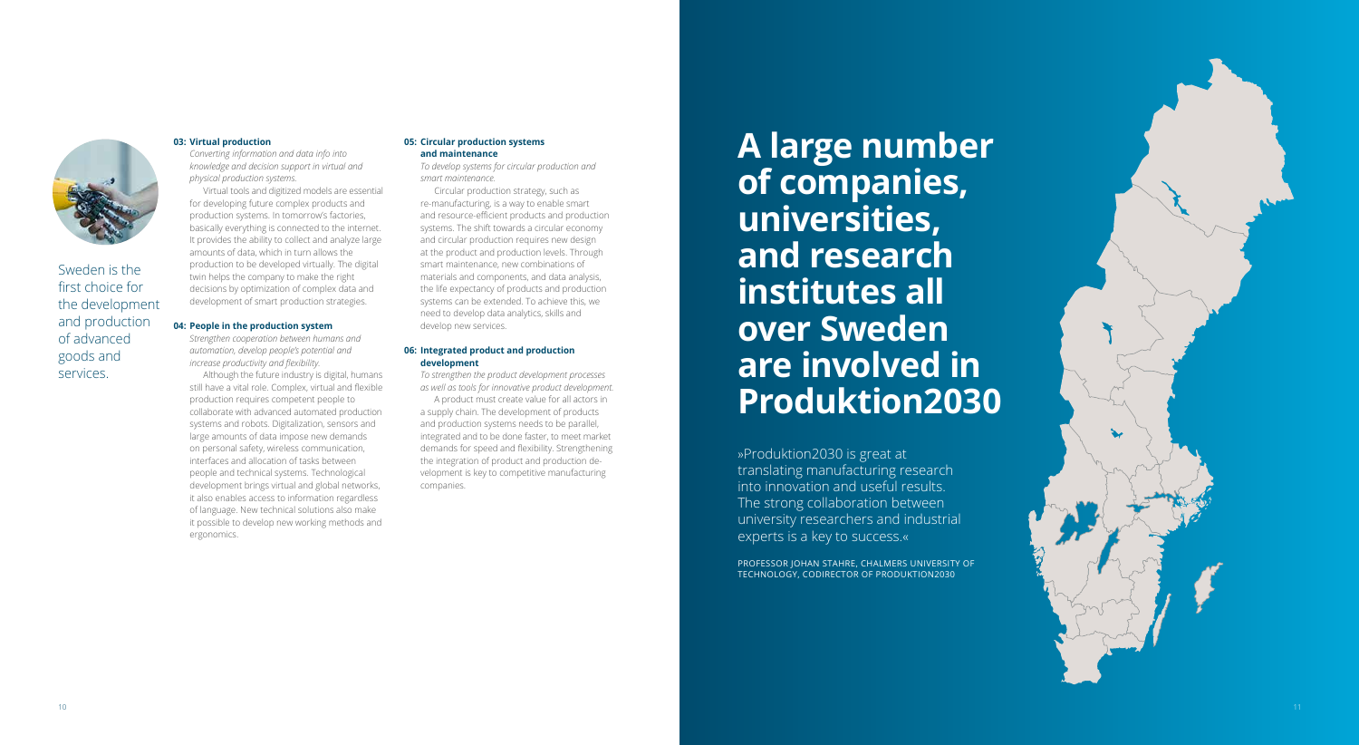Sweden is the first choice for the development and production of advanced goods and services.

### 03: Virtual production

*Converting information and data info into knowledge and decision support in virtual and physical production systems.*

Virtual tools and digitized models are essential for developing future complex products and production systems. In tomorrow's factories, basically everything is connected to the internet. It provides the ability to collect and analyze large amounts of data, which in turn allows the production to be developed virtually. The digital twin helps the company to make the right decisions by optimization of complex data and development of smart production strategies.

### 04: People in the production system

*Strengthen cooperation between humans and automation, develop people's potential and increase productivity and flexibility.*

Although the future industry is digital, humans still have a vital role. Complex, virtual and flexible production requires competent people to collaborate with advanced automated production systems and robots. Digitalization, sensors and large amounts of data impose new demands on personal safety, wireless communication, interfaces and allocation of tasks between people and technical systems. Technological development brings virtual and global networks, it also enables access to information regardless of language. New technical solutions also make it possible to develop new working methods and ergonomics.

### 05: Circular production systems and maintenance

*To develop systems for circular production and smart maintenance.*

Circular production strategy, such as re-manufacturing, is a way to enable smart and resource-efficient products and production systems. The shift towards a circular economy and circular production requires new design at the product and production levels. Through smart maintenance, new combinations of materials and components, and data analysis, the life expectancy of products and production systems can be extended. To achieve this, we need to develop data analytics, skills and develop new services.

### 06: Integrated product and production development

*To strengthen the product development processes as well as tools for innovative product development.*

A product must create value for all actors in a supply chain. The development of products and production systems needs to be parallel, integrated and to be done faster, to meet market demands for speed and flexibility. Strengthening the integration of product and production development is key to competitive manufacturing companies.

# A large number of companies, universities, and research institutes all over Sweden are involved in Produktion2030

»Produktion2030 is great at translating manufacturing research into innovation and useful results. The strong collaboration between university researchers and industrial experts is a key to success.«

PROFESSOR JOHAN STAHRE, CHALMERS UNIVERSITY OF TECHNOLOGY, CODIRECTOR OF PRODUKTION2030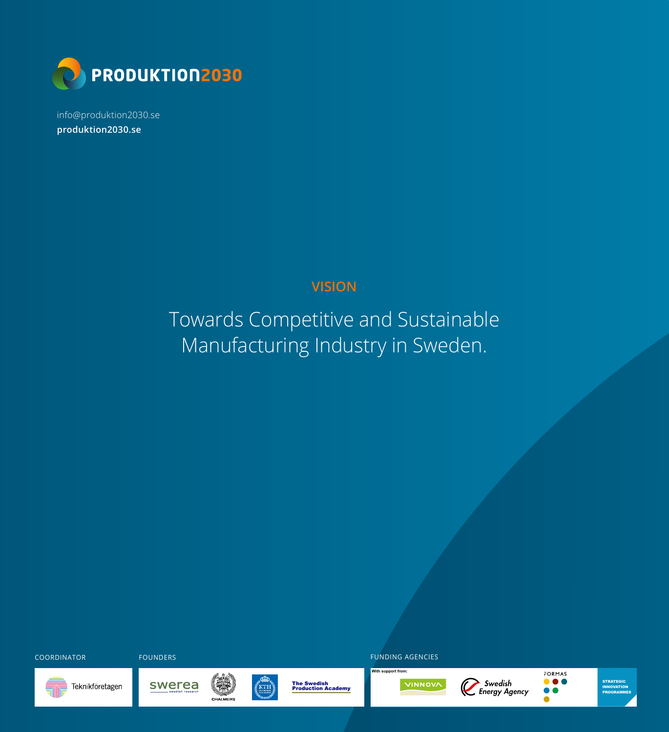PRODUKTION2030

info@produktion2030.se
**produktion2030.se**

## VISION

Towards Competitive and Sustainable Manufacturing Industry in Sweden.

COORDINATOR

Teknikföretagen

FOUNDERS

swerea swedish research

CHALMERS

KTH

The Swedish Production Academy

FUNDING AGENCIES

With support from:

VINNOVA

Swedish Energy Agency

FORMAS

STRATEGIC INNOVATION PROGRAMMES